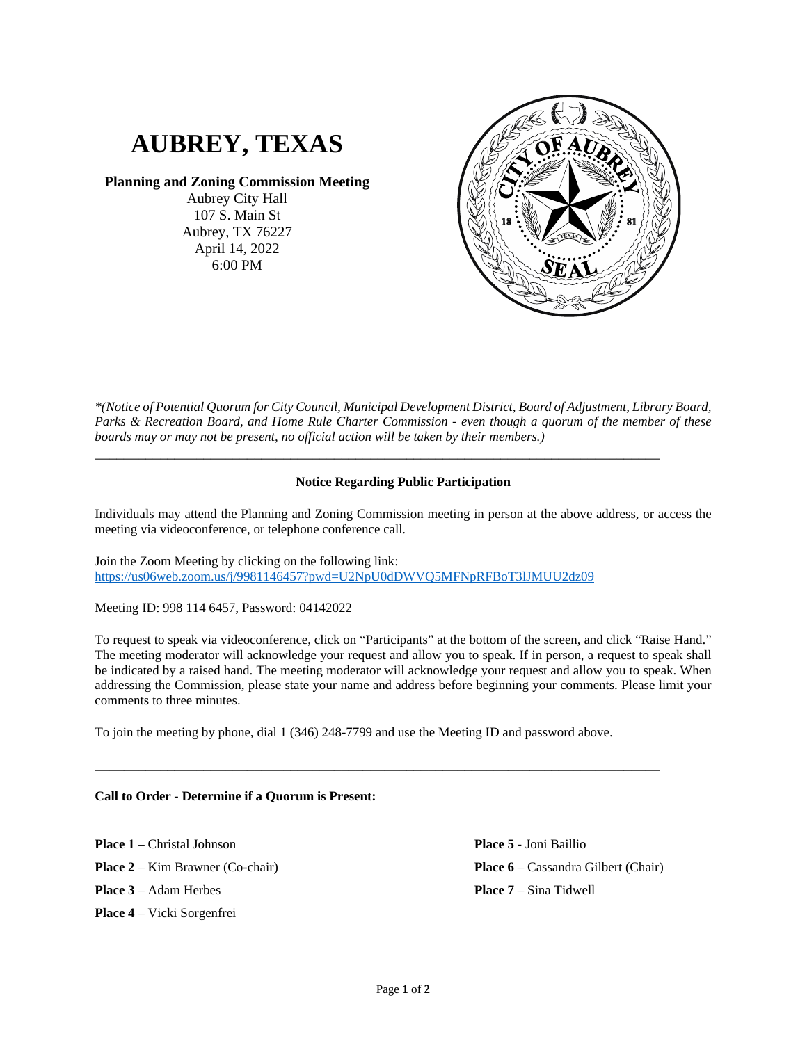# AUBREY, TEXAS

**Planning and Zoning Commission Meeting**
Aubrey City Hall
107 S. Main St
Aubrey, TX 76227
April 14, 2022
6:00 PM

*\*(Notice of Potential Quorum for City Council, Municipal Development District, Board of Adjustment, Library Board, Parks & Recreation Board, and Home Rule Charter Commission - even though a quorum of the member of these boards may or may not be present, no official action will be taken by their members.)*

---

**Notice Regarding Public Participation**

Individuals may attend the Planning and Zoning Commission meeting in person at the above address, or access the meeting via videoconference, or telephone conference call.

Join the Zoom Meeting by clicking on the following link:
https://us06web.zoom.us/j/9981146457?pwd=U2NpU0dDWVQ5MFNpRFBoT3lJMUU2dz09

Meeting ID: 998 114 6457, Password: 04142022

To request to speak via videoconference, click on "Participants" at the bottom of the screen, and click "Raise Hand." The meeting moderator will acknowledge your request and allow you to speak. If in person, a request to speak shall be indicated by a raised hand. The meeting moderator will acknowledge your request and allow you to speak. When addressing the Commission, please state your name and address before beginning your comments. Please limit your comments to three minutes.

To join the meeting by phone, dial 1 (346) 248-7799 and use the Meeting ID and password above.

---

**Call to Order - Determine if a Quorum is Present:**

**Place 1** – Christal Johnson

**Place 2** – Kim Brawner (Co-chair)

**Place 3** – Adam Herbes

**Place 4** – Vicki Sorgenfrei

**Place 5** - Joni Baillio

**Place 6** – Cassandra Gilbert (Chair)

**Place 7** – Sina Tidwell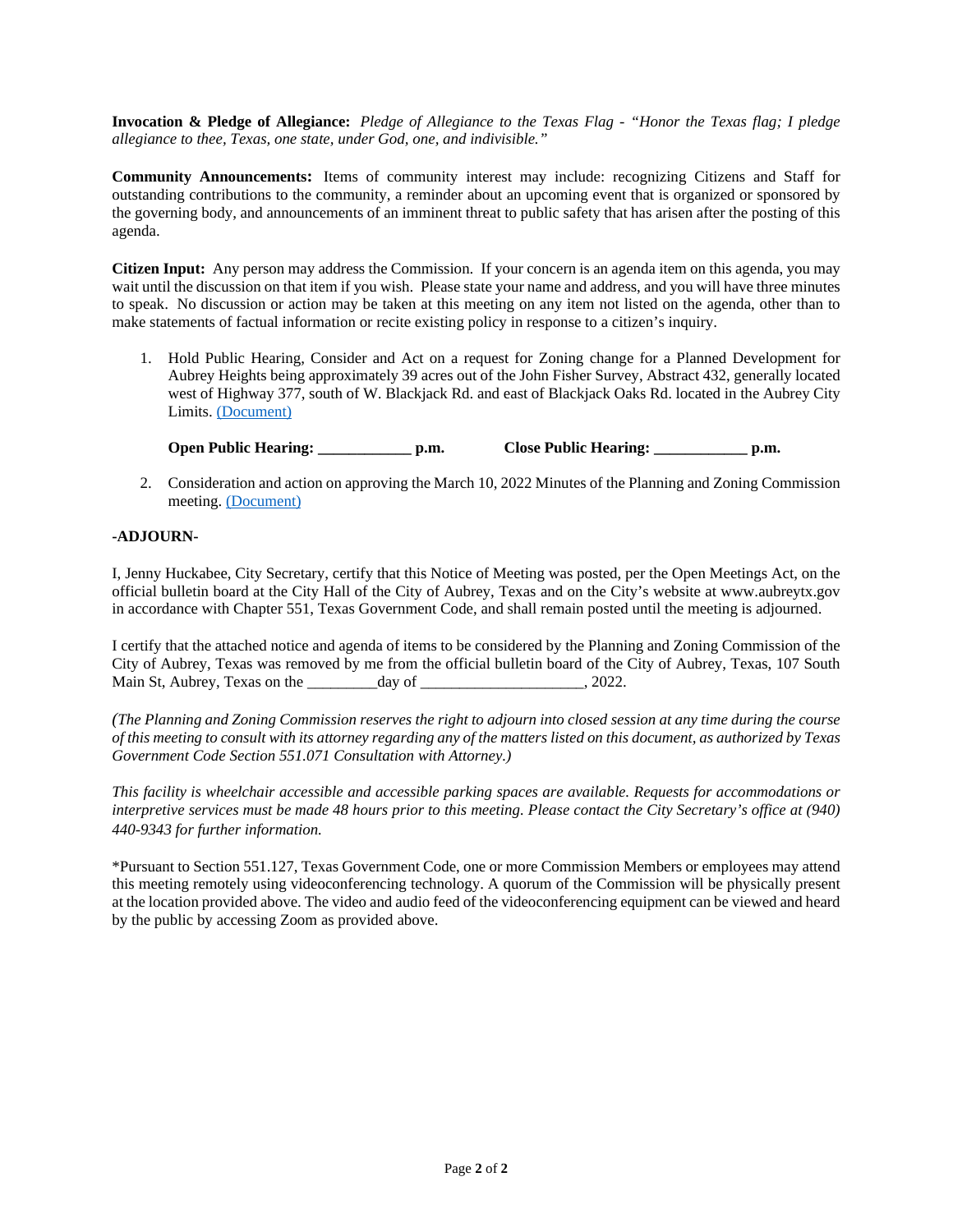**Invocation & Pledge of Allegiance:** *Pledge of Allegiance to the Texas Flag - "Honor the Texas flag; I pledge allegiance to thee, Texas, one state, under God, one, and indivisible."*

**Community Announcements:** Items of community interest may include: recognizing Citizens and Staff for outstanding contributions to the community, a reminder about an upcoming event that is organized or sponsored by the governing body, and announcements of an imminent threat to public safety that has arisen after the posting of this agenda.

**Citizen Input:** Any person may address the Commission. If your concern is an agenda item on this agenda, you may wait until the discussion on that item if you wish. Please state your name and address, and you will have three minutes to speak. No discussion or action may be taken at this meeting on any item not listed on the agenda, other than to make statements of factual information or recite existing policy in response to a citizen's inquiry.

1. Hold Public Hearing, Consider and Act on a request for Zoning change for a Planned Development for Aubrey Heights being approximately 39 acres out of the John Fisher Survey, Abstract 432, generally located west of Highway 377, south of W. Blackjack Rd. and east of Blackjack Oaks Rd. located in the Aubrey City Limits. (Document)

   **Open Public Hearing: ___________ p.m.** **Close Public Hearing: ___________ p.m.**

2. Consideration and action on approving the March 10, 2022 Minutes of the Planning and Zoning Commission meeting. (Document)

**-ADJOURN-**

I, Jenny Huckabee, City Secretary, certify that this Notice of Meeting was posted, per the Open Meetings Act, on the official bulletin board at the City Hall of the City of Aubrey, Texas and on the City's website at www.aubreytx.gov in accordance with Chapter 551, Texas Government Code, and shall remain posted until the meeting is adjourned.

I certify that the attached notice and agenda of items to be considered by the Planning and Zoning Commission of the City of Aubrey, Texas was removed by me from the official bulletin board of the City of Aubrey, Texas, 107 South Main St, Aubrey, Texas on the _________day of _____________________, 2022.

*(The Planning and Zoning Commission reserves the right to adjourn into closed session at any time during the course of this meeting to consult with its attorney regarding any of the matters listed on this document, as authorized by Texas Government Code Section 551.071 Consultation with Attorney.)*

*This facility is wheelchair accessible and accessible parking spaces are available. Requests for accommodations or interpretive services must be made 48 hours prior to this meeting. Please contact the City Secretary's office at (940) 440-9343 for further information.*

*Pursuant to Section 551.127, Texas Government Code, one or more Commission Members or employees may attend this meeting remotely using videoconferencing technology. A quorum of the Commission will be physically present at the location provided above. The video and audio feed of the videoconferencing equipment can be viewed and heard by the public by accessing Zoom as provided above.